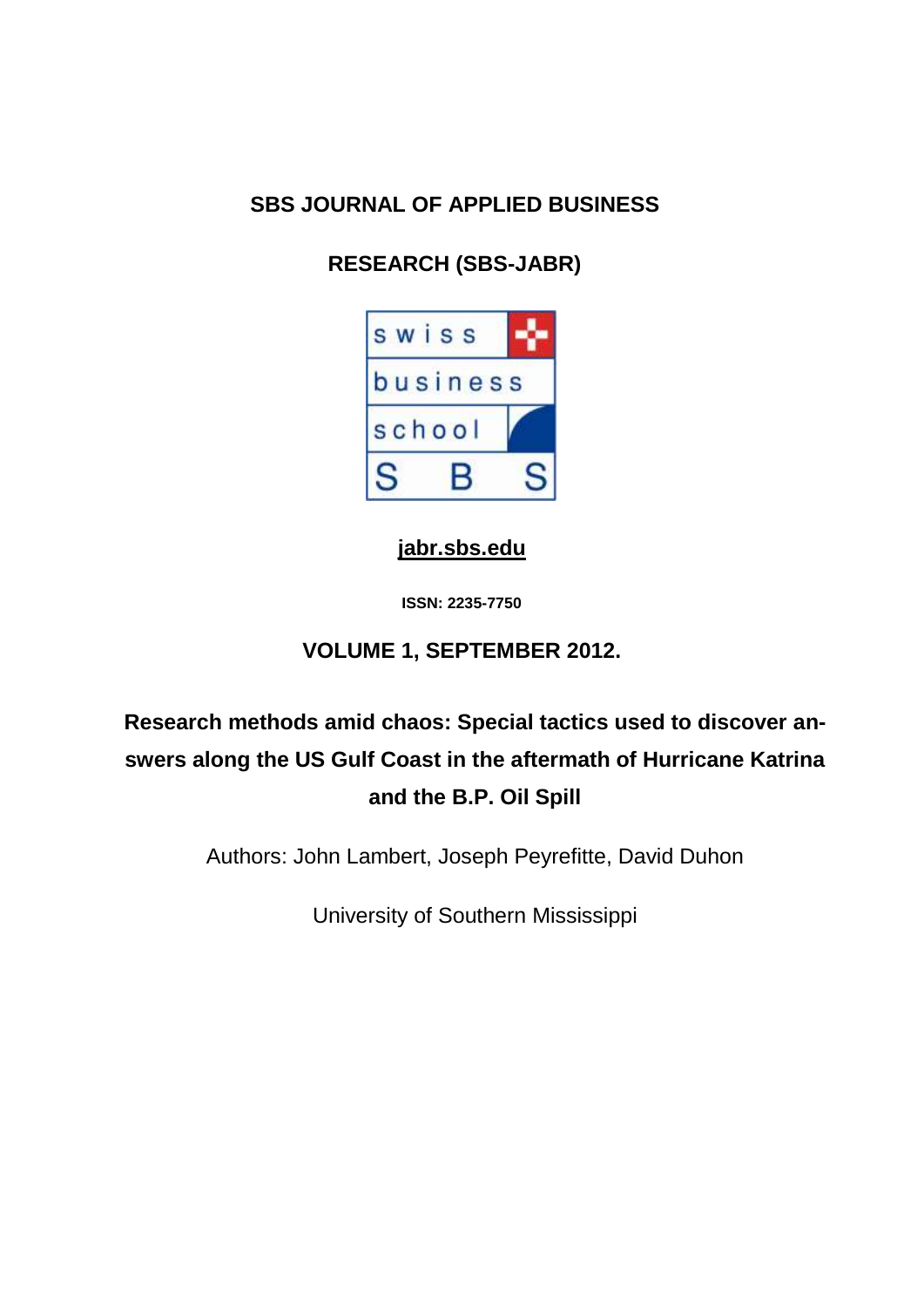**SBS JOURNAL OF APPLIED BUSINESS**

**RESEARCH (SBS-JABR)**

swiss business school SBS

**jabr.sbs.edu**

**ISSN: 2235-7750**

**VOLUME 1, SEPTEMBER 2012.**

# Research methods amid chaos: Special tactics used to discover answers along the US Gulf Coast in the aftermath of Hurricane Katrina and the B.P. Oil Spill

Authors: John Lambert, Joseph Peyrefitte, David Duhon

University of Southern Mississippi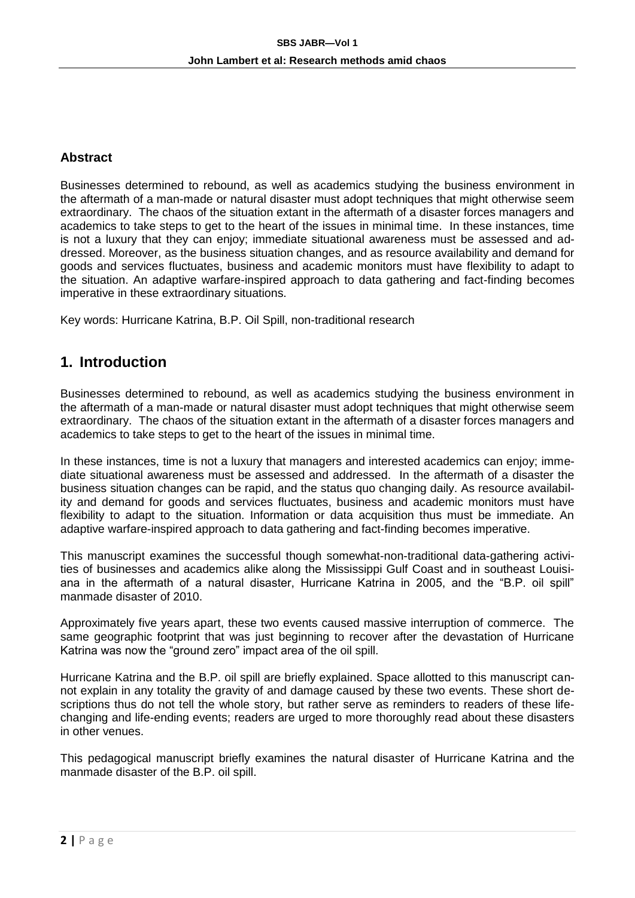## Abstract

Businesses determined to rebound, as well as academics studying the business environment in the aftermath of a man-made or natural disaster must adopt techniques that might otherwise seem extraordinary. The chaos of the situation extant in the aftermath of a disaster forces managers and academics to take steps to get to the heart of the issues in minimal time. In these instances, time is not a luxury that they can enjoy; immediate situational awareness must be assessed and addressed. Moreover, as the business situation changes, and as resource availability and demand for goods and services fluctuates, business and academic monitors must have flexibility to adapt to the situation. An adaptive warfare-inspired approach to data gathering and fact-finding becomes imperative in these extraordinary situations.

Key words: Hurricane Katrina, B.P. Oil Spill, non-traditional research

# 1. Introduction

Businesses determined to rebound, as well as academics studying the business environment in the aftermath of a man-made or natural disaster must adopt techniques that might otherwise seem extraordinary. The chaos of the situation extant in the aftermath of a disaster forces managers and academics to take steps to get to the heart of the issues in minimal time.

In these instances, time is not a luxury that managers and interested academics can enjoy; immediate situational awareness must be assessed and addressed. In the aftermath of a disaster the business situation changes can be rapid, and the status quo changing daily. As resource availability and demand for goods and services fluctuates, business and academic monitors must have flexibility to adapt to the situation. Information or data acquisition thus must be immediate. An adaptive warfare-inspired approach to data gathering and fact-finding becomes imperative.

This manuscript examines the successful though somewhat-non-traditional data-gathering activities of businesses and academics alike along the Mississippi Gulf Coast and in southeast Louisiana in the aftermath of a natural disaster, Hurricane Katrina in 2005, and the "B.P. oil spill" manmade disaster of 2010.

Approximately five years apart, these two events caused massive interruption of commerce. The same geographic footprint that was just beginning to recover after the devastation of Hurricane Katrina was now the "ground zero" impact area of the oil spill.

Hurricane Katrina and the B.P. oil spill are briefly explained. Space allotted to this manuscript cannot explain in any totality the gravity of and damage caused by these two events. These short descriptions thus do not tell the whole story, but rather serve as reminders to readers of these life-changing and life-ending events; readers are urged to more thoroughly read about these disasters in other venues.

This pedagogical manuscript briefly examines the natural disaster of Hurricane Katrina and the manmade disaster of the B.P. oil spill.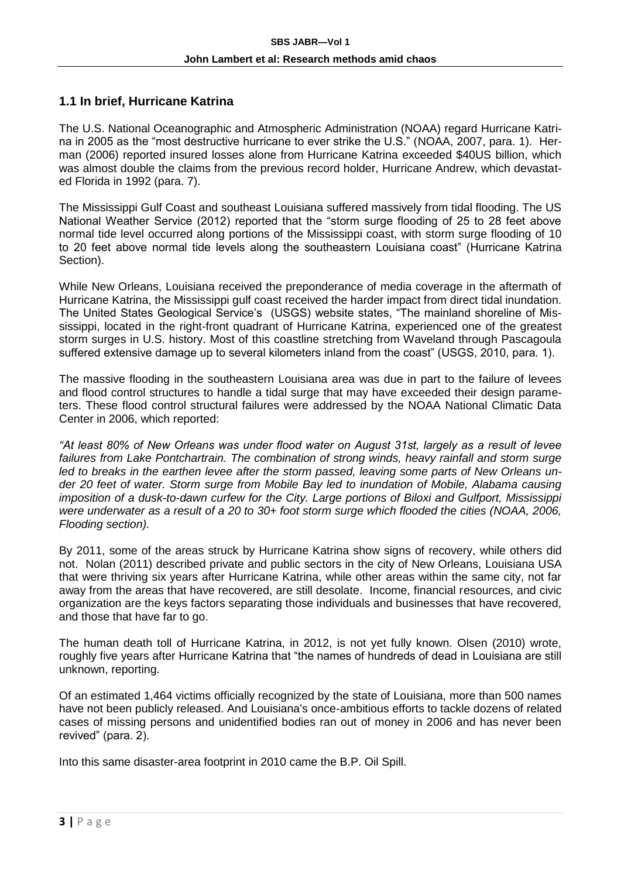## 1.1 In brief, Hurricane Katrina

The U.S. National Oceanographic and Atmospheric Administration (NOAA) regard Hurricane Katrina in 2005 as the "most destructive hurricane to ever strike the U.S." (NOAA, 2007, para. 1). Herman (2006) reported insured losses alone from Hurricane Katrina exceeded $40US billion, which was almost double the claims from the previous record holder, Hurricane Andrew, which devastated Florida in 1992 (para. 7).

The Mississippi Gulf Coast and southeast Louisiana suffered massively from tidal flooding. The US National Weather Service (2012) reported that the "storm surge flooding of 25 to 28 feet above normal tide level occurred along portions of the Mississippi coast, with storm surge flooding of 10 to 20 feet above normal tide levels along the southeastern Louisiana coast" (Hurricane Katrina Section).

While New Orleans, Louisiana received the preponderance of media coverage in the aftermath of Hurricane Katrina, the Mississippi gulf coast received the harder impact from direct tidal inundation. The United States Geological Service's (USGS) website states, "The mainland shoreline of Mississippi, located in the right-front quadrant of Hurricane Katrina, experienced one of the greatest storm surges in U.S. history. Most of this coastline stretching from Waveland through Pascagoula suffered extensive damage up to several kilometers inland from the coast" (USGS, 2010, para. 1).

The massive flooding in the southeastern Louisiana area was due in part to the failure of levees and flood control structures to handle a tidal surge that may have exceeded their design parameters. These flood control structural failures were addressed by the NOAA National Climatic Data Center in 2006, which reported:

*"At least 80% of New Orleans was under flood water on August 31st, largely as a result of levee failures from Lake Pontchartrain. The combination of strong winds, heavy rainfall and storm surge led to breaks in the earthen levee after the storm passed, leaving some parts of New Orleans under 20 feet of water. Storm surge from Mobile Bay led to inundation of Mobile, Alabama causing imposition of a dusk-to-dawn curfew for the City. Large portions of Biloxi and Gulfport, Mississippi were underwater as a result of a 20 to 30+ foot storm surge which flooded the cities (NOAA, 2006, Flooding section).*

By 2011, some of the areas struck by Hurricane Katrina show signs of recovery, while others did not. Nolan (2011) described private and public sectors in the city of New Orleans, Louisiana USA that were thriving six years after Hurricane Katrina, while other areas within the same city, not far away from the areas that have recovered, are still desolate. Income, financial resources, and civic organization are the keys factors separating those individuals and businesses that have recovered, and those that have far to go.

The human death toll of Hurricane Katrina, in 2012, is not yet fully known. Olsen (2010) wrote, roughly five years after Hurricane Katrina that "the names of hundreds of dead in Louisiana are still unknown, reporting.

Of an estimated 1,464 victims officially recognized by the state of Louisiana, more than 500 names have not been publicly released. And Louisiana's once-ambitious efforts to tackle dozens of related cases of missing persons and unidentified bodies ran out of money in 2006 and has never been revived" (para. 2).

Into this same disaster-area footprint in 2010 came the B.P. Oil Spill.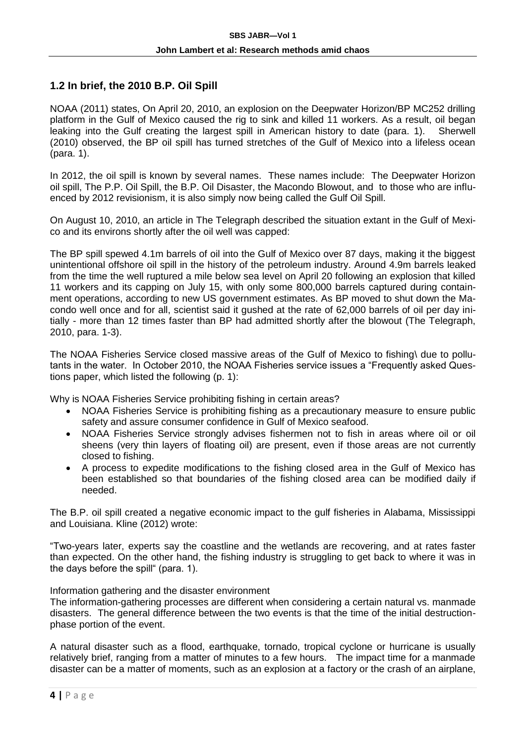## 1.2 In brief, the 2010 B.P. Oil Spill

NOAA (2011) states, On April 20, 2010, an explosion on the Deepwater Horizon/BP MC252 drilling platform in the Gulf of Mexico caused the rig to sink and killed 11 workers. As a result, oil began leaking into the Gulf creating the largest spill in American history to date (para. 1). Sherwell (2010) observed, the BP oil spill has turned stretches of the Gulf of Mexico into a lifeless ocean (para. 1).

In 2012, the oil spill is known by several names. These names include: The Deepwater Horizon oil spill, The P.P. Oil Spill, the B.P. Oil Disaster, the Macondo Blowout, and to those who are influenced by 2012 revisionism, it is also simply now being called the Gulf Oil Spill.

On August 10, 2010, an article in The Telegraph described the situation extant in the Gulf of Mexico and its environs shortly after the oil well was capped:

The BP spill spewed 4.1m barrels of oil into the Gulf of Mexico over 87 days, making it the biggest unintentional offshore oil spill in the history of the petroleum industry. Around 4.9m barrels leaked from the time the well ruptured a mile below sea level on April 20 following an explosion that killed 11 workers and its capping on July 15, with only some 800,000 barrels captured during containment operations, according to new US government estimates. As BP moved to shut down the Macondo well once and for all, scientist said it gushed at the rate of 62,000 barrels of oil per day initially - more than 12 times faster than BP had admitted shortly after the blowout (The Telegraph, 2010, para. 1-3).

The NOAA Fisheries Service closed massive areas of the Gulf of Mexico to fishing\ due to pollutants in the water. In October 2010, the NOAA Fisheries service issues a "Frequently asked Questions paper, which listed the following (p. 1):

Why is NOAA Fisheries Service prohibiting fishing in certain areas?

- NOAA Fisheries Service is prohibiting fishing as a precautionary measure to ensure public safety and assure consumer confidence in Gulf of Mexico seafood.
- NOAA Fisheries Service strongly advises fishermen not to fish in areas where oil or oil sheens (very thin layers of floating oil) are present, even if those areas are not currently closed to fishing.
- A process to expedite modifications to the fishing closed area in the Gulf of Mexico has been established so that boundaries of the fishing closed area can be modified daily if needed.

The B.P. oil spill created a negative economic impact to the gulf fisheries in Alabama, Mississippi and Louisiana. Kline (2012) wrote:

"Two-years later, experts say the coastline and the wetlands are recovering, and at rates faster than expected. On the other hand, the fishing industry is struggling to get back to where it was in the days before the spill" (para. 1).

Information gathering and the disaster environment

The information-gathering processes are different when considering a certain natural vs. manmade disasters. The general difference between the two events is that the time of the initial destruction-phase portion of the event.

A natural disaster such as a flood, earthquake, tornado, tropical cyclone or hurricane is usually relatively brief, ranging from a matter of minutes to a few hours. The impact time for a manmade disaster can be a matter of moments, such as an explosion at a factory or the crash of an airplane,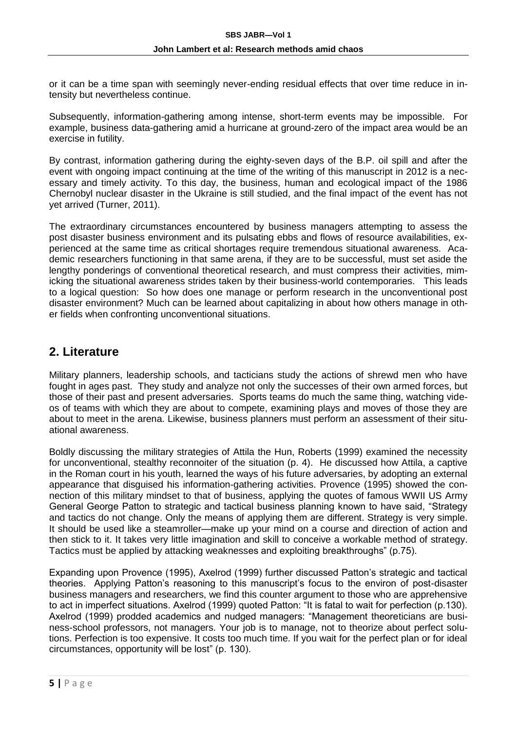or it can be a time span with seemingly never-ending residual effects that over time reduce in intensity but nevertheless continue.

Subsequently, information-gathering among intense, short-term events may be impossible. For example, business data-gathering amid a hurricane at ground-zero of the impact area would be an exercise in futility.

By contrast, information gathering during the eighty-seven days of the B.P. oil spill and after the event with ongoing impact continuing at the time of the writing of this manuscript in 2012 is a necessary and timely activity. To this day, the business, human and ecological impact of the 1986 Chernobyl nuclear disaster in the Ukraine is still studied, and the final impact of the event has not yet arrived (Turner, 2011).

The extraordinary circumstances encountered by business managers attempting to assess the post disaster business environment and its pulsating ebbs and flows of resource availabilities, experienced at the same time as critical shortages require tremendous situational awareness. Academic researchers functioning in that same arena, if they are to be successful, must set aside the lengthy ponderings of conventional theoretical research, and must compress their activities, mimicking the situational awareness strides taken by their business-world contemporaries. This leads to a logical question: So how does one manage or perform research in the unconventional post disaster environment? Much can be learned about capitalizing in about how others manage in other fields when confronting unconventional situations.

## 2. Literature

Military planners, leadership schools, and tacticians study the actions of shrewd men who have fought in ages past. They study and analyze not only the successes of their own armed forces, but those of their past and present adversaries. Sports teams do much the same thing, watching videos of teams with which they are about to compete, examining plays and moves of those they are about to meet in the arena. Likewise, business planners must perform an assessment of their situational awareness.

Boldly discussing the military strategies of Attila the Hun, Roberts (1999) examined the necessity for unconventional, stealthy reconnoiter of the situation (p. 4). He discussed how Attila, a captive in the Roman court in his youth, learned the ways of his future adversaries, by adopting an external appearance that disguised his information-gathering activities. Provence (1995) showed the connection of this military mindset to that of business, applying the quotes of famous WWII US Army General George Patton to strategic and tactical business planning known to have said, "Strategy and tactics do not change. Only the means of applying them are different. Strategy is very simple. It should be used like a steamroller—make up your mind on a course and direction of action and then stick to it. It takes very little imagination and skill to conceive a workable method of strategy. Tactics must be applied by attacking weaknesses and exploiting breakthroughs" (p.75).

Expanding upon Provence (1995), Axelrod (1999) further discussed Patton's strategic and tactical theories. Applying Patton's reasoning to this manuscript's focus to the environ of post-disaster business managers and researchers, we find this counter argument to those who are apprehensive to act in imperfect situations. Axelrod (1999) quoted Patton: "It is fatal to wait for perfection (p.130). Axelrod (1999) prodded academics and nudged managers: "Management theoreticians are business-school professors, not managers. Your job is to manage, not to theorize about perfect solutions. Perfection is too expensive. It costs too much time. If you wait for the perfect plan or for ideal circumstances, opportunity will be lost" (p. 130).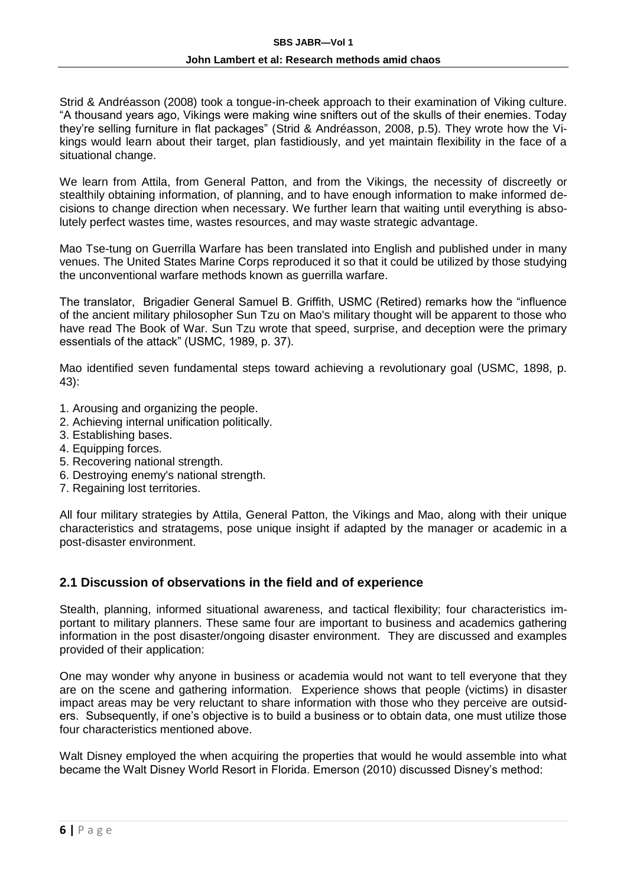Strid & Andréasson (2008) took a tongue-in-cheek approach to their examination of Viking culture. "A thousand years ago, Vikings were making wine snifters out of the skulls of their enemies. Today they're selling furniture in flat packages" (Strid & Andréasson, 2008, p.5). They wrote how the Vikings would learn about their target, plan fastidiously, and yet maintain flexibility in the face of a situational change.

We learn from Attila, from General Patton, and from the Vikings, the necessity of discreetly or stealthily obtaining information, of planning, and to have enough information to make informed decisions to change direction when necessary. We further learn that waiting until everything is absolutely perfect wastes time, wastes resources, and may waste strategic advantage.

Mao Tse-tung on Guerrilla Warfare has been translated into English and published under in many venues. The United States Marine Corps reproduced it so that it could be utilized by those studying the unconventional warfare methods known as guerrilla warfare.

The translator, Brigadier General Samuel B. Griffith, USMC (Retired) remarks how the "influence of the ancient military philosopher Sun Tzu on Mao's military thought will be apparent to those who have read The Book of War. Sun Tzu wrote that speed, surprise, and deception were the primary essentials of the attack" (USMC, 1989, p. 37).

Mao identified seven fundamental steps toward achieving a revolutionary goal (USMC, 1898, p. 43):

1. Arousing and organizing the people.
2. Achieving internal unification politically.
3. Establishing bases.
4. Equipping forces.
5. Recovering national strength.
6. Destroying enemy's national strength.
7. Regaining lost territories.

All four military strategies by Attila, General Patton, the Vikings and Mao, along with their unique characteristics and stratagems, pose unique insight if adapted by the manager or academic in a post-disaster environment.

## 2.1 Discussion of observations in the field and of experience

Stealth, planning, informed situational awareness, and tactical flexibility; four characteristics important to military planners. These same four are important to business and academics gathering information in the post disaster/ongoing disaster environment. They are discussed and examples provided of their application:

One may wonder why anyone in business or academia would not want to tell everyone that they are on the scene and gathering information. Experience shows that people (victims) in disaster impact areas may be very reluctant to share information with those who they perceive are outsiders. Subsequently, if one's objective is to build a business or to obtain data, one must utilize those four characteristics mentioned above.

Walt Disney employed the when acquiring the properties that would he would assemble into what became the Walt Disney World Resort in Florida. Emerson (2010) discussed Disney's method: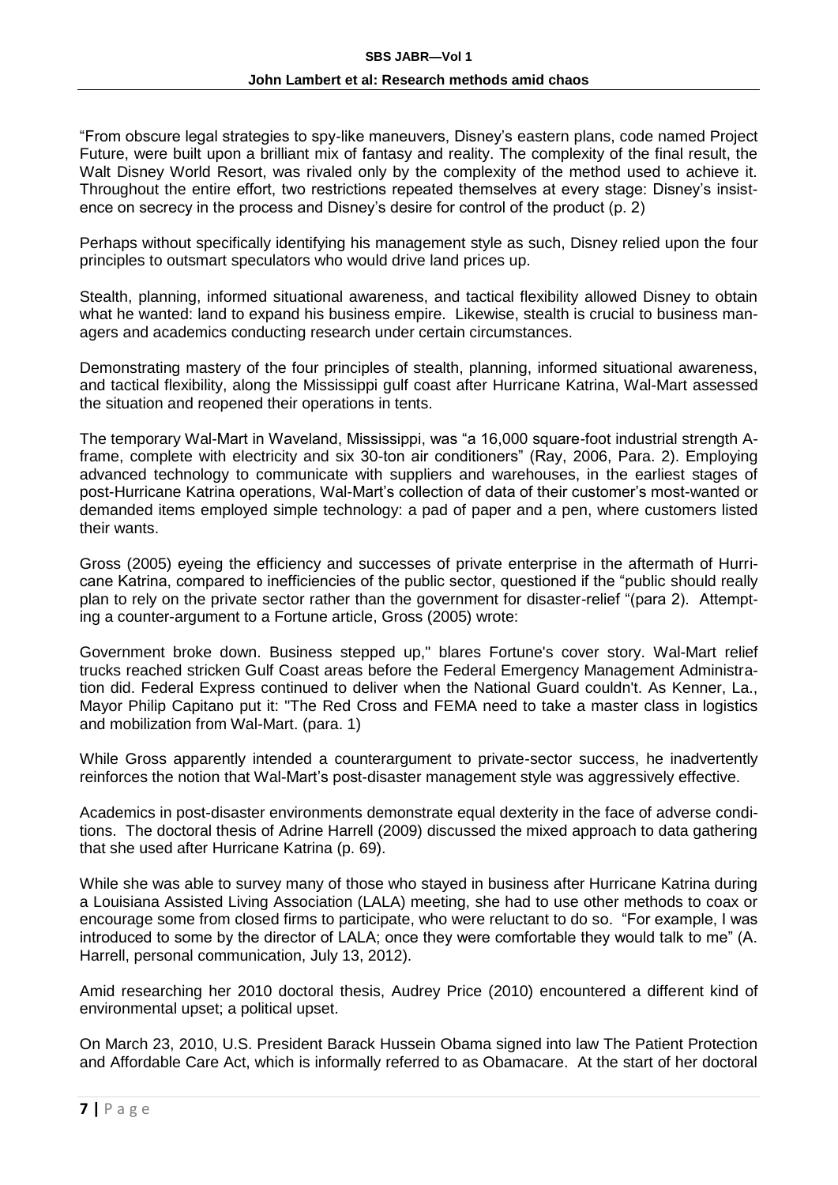"From obscure legal strategies to spy-like maneuvers, Disney's eastern plans, code named Project Future, were built upon a brilliant mix of fantasy and reality. The complexity of the final result, the Walt Disney World Resort, was rivaled only by the complexity of the method used to achieve it. Throughout the entire effort, two restrictions repeated themselves at every stage: Disney's insistence on secrecy in the process and Disney's desire for control of the product (p. 2)

Perhaps without specifically identifying his management style as such, Disney relied upon the four principles to outsmart speculators who would drive land prices up.

Stealth, planning, informed situational awareness, and tactical flexibility allowed Disney to obtain what he wanted: land to expand his business empire. Likewise, stealth is crucial to business managers and academics conducting research under certain circumstances.

Demonstrating mastery of the four principles of stealth, planning, informed situational awareness, and tactical flexibility, along the Mississippi gulf coast after Hurricane Katrina, Wal-Mart assessed the situation and reopened their operations in tents.

The temporary Wal-Mart in Waveland, Mississippi, was "a 16,000 square-foot industrial strength A-frame, complete with electricity and six 30-ton air conditioners" (Ray, 2006, Para. 2). Employing advanced technology to communicate with suppliers and warehouses, in the earliest stages of post-Hurricane Katrina operations, Wal-Mart's collection of data of their customer's most-wanted or demanded items employed simple technology: a pad of paper and a pen, where customers listed their wants.

Gross (2005) eyeing the efficiency and successes of private enterprise in the aftermath of Hurricane Katrina, compared to inefficiencies of the public sector, questioned if the "public should really plan to rely on the private sector rather than the government for disaster-relief "(para 2). Attempting a counter-argument to a Fortune article, Gross (2005) wrote:

Government broke down. Business stepped up," blares Fortune's cover story. Wal-Mart relief trucks reached stricken Gulf Coast areas before the Federal Emergency Management Administration did. Federal Express continued to deliver when the National Guard couldn't. As Kenner, La., Mayor Philip Capitano put it: "The Red Cross and FEMA need to take a master class in logistics and mobilization from Wal-Mart. (para. 1)

While Gross apparently intended a counterargument to private-sector success, he inadvertently reinforces the notion that Wal-Mart's post-disaster management style was aggressively effective.

Academics in post-disaster environments demonstrate equal dexterity in the face of adverse conditions. The doctoral thesis of Adrine Harrell (2009) discussed the mixed approach to data gathering that she used after Hurricane Katrina (p. 69).

While she was able to survey many of those who stayed in business after Hurricane Katrina during a Louisiana Assisted Living Association (LALA) meeting, she had to use other methods to coax or encourage some from closed firms to participate, who were reluctant to do so. "For example, I was introduced to some by the director of LALA; once they were comfortable they would talk to me" (A. Harrell, personal communication, July 13, 2012).

Amid researching her 2010 doctoral thesis, Audrey Price (2010) encountered a different kind of environmental upset; a political upset.

On March 23, 2010, U.S. President Barack Hussein Obama signed into law The Patient Protection and Affordable Care Act, which is informally referred to as Obamacare. At the start of her doctoral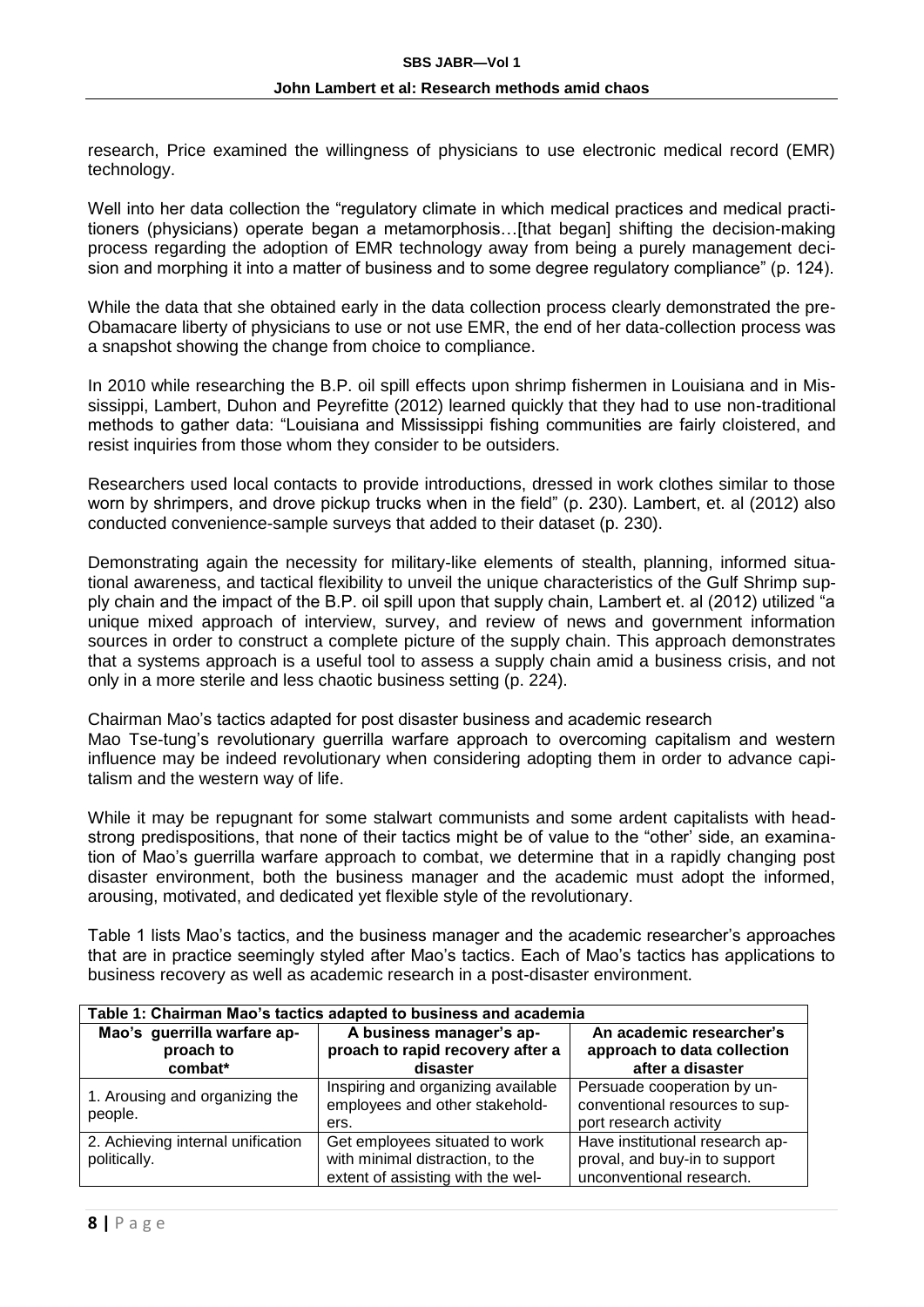research, Price examined the willingness of physicians to use electronic medical record (EMR) technology.

Well into her data collection the "regulatory climate in which medical practices and medical practitioners (physicians) operate began a metamorphosis…[that began] shifting the decision-making process regarding the adoption of EMR technology away from being a purely management decision and morphing it into a matter of business and to some degree regulatory compliance" (p. 124).

While the data that she obtained early in the data collection process clearly demonstrated the pre-Obamacare liberty of physicians to use or not use EMR, the end of her data-collection process was a snapshot showing the change from choice to compliance.

In 2010 while researching the B.P. oil spill effects upon shrimp fishermen in Louisiana and in Mississippi, Lambert, Duhon and Peyrefitte (2012) learned quickly that they had to use non-traditional methods to gather data: "Louisiana and Mississippi fishing communities are fairly cloistered, and resist inquiries from those whom they consider to be outsiders.

Researchers used local contacts to provide introductions, dressed in work clothes similar to those worn by shrimpers, and drove pickup trucks when in the field" (p. 230). Lambert, et. al (2012) also conducted convenience-sample surveys that added to their dataset (p. 230).

Demonstrating again the necessity for military-like elements of stealth, planning, informed situational awareness, and tactical flexibility to unveil the unique characteristics of the Gulf Shrimp supply chain and the impact of the B.P. oil spill upon that supply chain, Lambert et. al (2012) utilized "a unique mixed approach of interview, survey, and review of news and government information sources in order to construct a complete picture of the supply chain. This approach demonstrates that a systems approach is a useful tool to assess a supply chain amid a business crisis, and not only in a more sterile and less chaotic business setting (p. 224).

## Chairman Mao's tactics adapted for post disaster business and academic research

Mao Tse-tung's revolutionary guerrilla warfare approach to overcoming capitalism and western influence may be indeed revolutionary when considering adopting them in order to advance capitalism and the western way of life.

While it may be repugnant for some stalwart communists and some ardent capitalists with headstrong predispositions, that none of their tactics might be of value to the 'other' side, an examination of Mao's guerrilla warfare approach to combat, we determine that in a rapidly changing post disaster environment, both the business manager and the academic must adopt the informed, arousing, motivated, and dedicated yet flexible style of the revolutionary.

Table 1 lists Mao's tactics, and the business manager and the academic researcher's approaches that are in practice seemingly styled after Mao's tactics. Each of Mao's tactics has applications to business recovery as well as academic research in a post-disaster environment.

**Table 1: Chairman Mao's tactics adapted to business and academia**

| Mao's guerrilla warfare approach to combat* | A business manager's approach to rapid recovery after a disaster | An academic researcher's approach to data collection after a disaster |
|---|---|---|
| 1. Arousing and organizing the people. | Inspiring and organizing available employees and other stakeholders. | Persuade cooperation by unconventional resources to support research activity |
| 2. Achieving internal unification politically. | Get employees situated to work with minimal distraction, to the extent of assisting with the wel- | Have institutional research approval, and buy-in to support unconventional research. |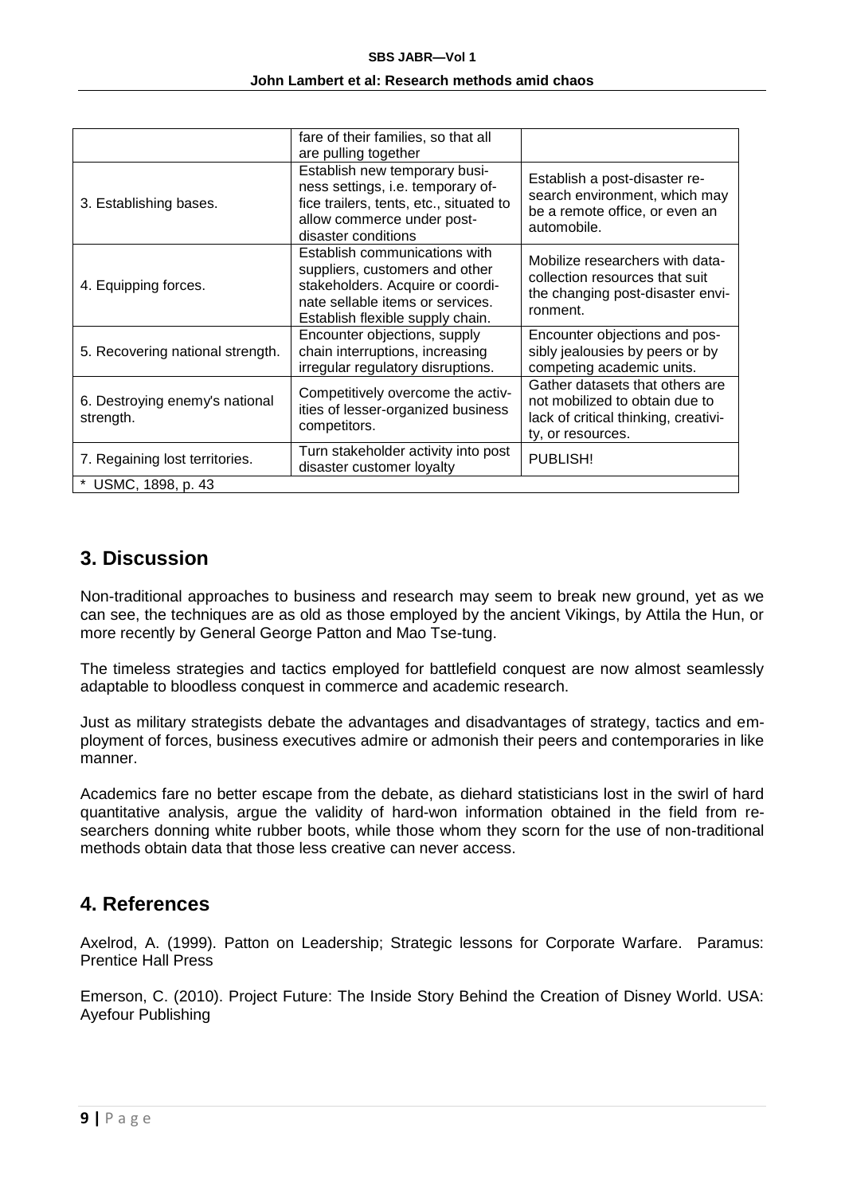|  |  |  |
|---|---|---|
|  | fare of their families, so that all are pulling together |  |
| 3. Establishing bases. | Establish new temporary business settings, i.e. temporary office trailers, tents, etc., situated to allow commerce under post-disaster conditions | Establish a post-disaster research environment, which may be a remote office, or even an automobile. |
| 4. Equipping forces. | Establish communications with suppliers, customers and other stakeholders. Acquire or coordinate sellable items or services. Establish flexible supply chain. | Mobilize researchers with data-collection resources that suit the changing post-disaster environment. |
| 5. Recovering national strength. | Encounter objections, supply chain interruptions, increasing irregular regulatory disruptions. | Encounter objections and possibly jealousies by peers or by competing academic units. |
| 6. Destroying enemy's national strength. | Competitively overcome the activities of lesser-organized business competitors. | Gather datasets that others are not mobilized to obtain due to lack of critical thinking, creativity, or resources. |
| 7. Regaining lost territories. | Turn stakeholder activity into post disaster customer loyalty | PUBLISH! |
| * USMC, 1898, p. 43 |  |  |

## 3. Discussion

Non-traditional approaches to business and research may seem to break new ground, yet as we can see, the techniques are as old as those employed by the ancient Vikings, by Attila the Hun, or more recently by General George Patton and Mao Tse-tung.

The timeless strategies and tactics employed for battlefield conquest are now almost seamlessly adaptable to bloodless conquest in commerce and academic research.

Just as military strategists debate the advantages and disadvantages of strategy, tactics and employment of forces, business executives admire or admonish their peers and contemporaries in like manner.

Academics fare no better escape from the debate, as diehard statisticians lost in the swirl of hard quantitative analysis, argue the validity of hard-won information obtained in the field from researchers donning white rubber boots, while those whom they scorn for the use of non-traditional methods obtain data that those less creative can never access.

## 4. References

Axelrod, A. (1999). Patton on Leadership; Strategic lessons for Corporate Warfare. Paramus: Prentice Hall Press

Emerson, C. (2010). Project Future: The Inside Story Behind the Creation of Disney World. USA: Ayefour Publishing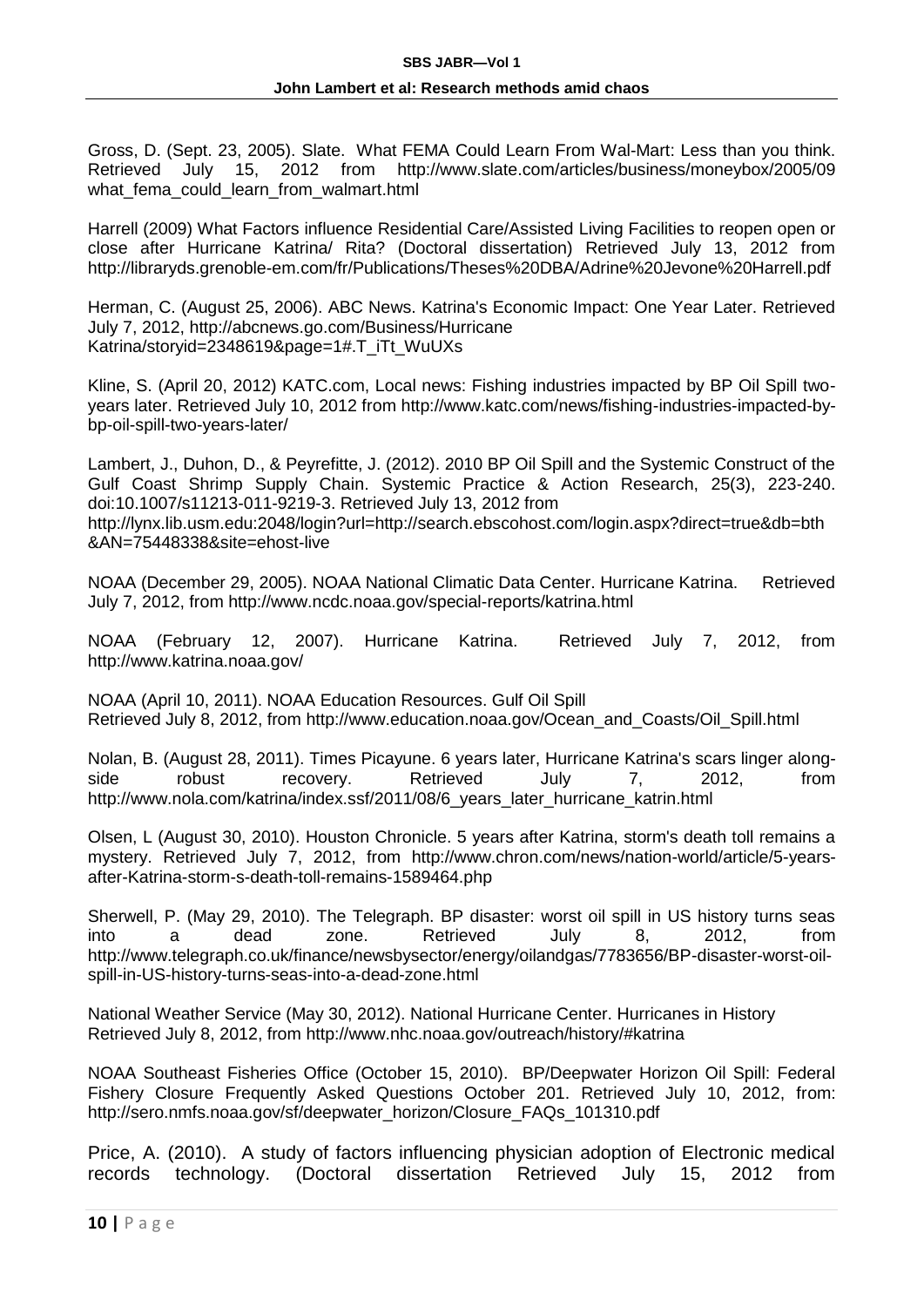Gross, D. (Sept. 23, 2005). Slate. What FEMA Could Learn From Wal-Mart: Less than you think. Retrieved July 15, 2012 from http://www.slate.com/articles/business/moneybox/2005/09 what_fema_could_learn_from_walmart.html

Harrell (2009) What Factors influence Residential Care/Assisted Living Facilities to reopen open or close after Hurricane Katrina/ Rita? (Doctoral dissertation) Retrieved July 13, 2012 from http://libraryds.grenoble-em.com/fr/Publications/Theses%20DBA/Adrine%20Jevone%20Harrell.pdf

Herman, C. (August 25, 2006). ABC News. Katrina's Economic Impact: One Year Later. Retrieved July 7, 2012, http://abcnews.go.com/Business/Hurricane Katrina/storyid=2348619&page=1#.T_iTt_WuUXs

Kline, S. (April 20, 2012) KATC.com, Local news: Fishing industries impacted by BP Oil Spill two-years later. Retrieved July 10, 2012 from http://www.katc.com/news/fishing-industries-impacted-by-bp-oil-spill-two-years-later/

Lambert, J., Duhon, D., & Peyrefitte, J. (2012). 2010 BP Oil Spill and the Systemic Construct of the Gulf Coast Shrimp Supply Chain. Systemic Practice & Action Research, 25(3), 223-240. doi:10.1007/s11213-011-9219-3. Retrieved July 13, 2012 from http://lynx.lib.usm.edu:2048/login?url=http://search.ebscohost.com/login.aspx?direct=true&db=bth&AN=75448338&site=ehost-live

NOAA (December 29, 2005). NOAA National Climatic Data Center. Hurricane Katrina. Retrieved July 7, 2012, from http://www.ncdc.noaa.gov/special-reports/katrina.html

NOAA (February 12, 2007). Hurricane Katrina. Retrieved July 7, 2012, from http://www.katrina.noaa.gov/

NOAA (April 10, 2011). NOAA Education Resources. Gulf Oil Spill Retrieved July 8, 2012, from http://www.education.noaa.gov/Ocean_and_Coasts/Oil_Spill.html

Nolan, B. (August 28, 2011). Times Picayune. 6 years later, Hurricane Katrina's scars linger along-side robust recovery. Retrieved July 7, 2012, from http://www.nola.com/katrina/index.ssf/2011/08/6_years_later_hurricane_katrin.html

Olsen, L (August 30, 2010). Houston Chronicle. 5 years after Katrina, storm's death toll remains a mystery. Retrieved July 7, 2012, from http://www.chron.com/news/nation-world/article/5-years-after-Katrina-storm-s-death-toll-remains-1589464.php

Sherwell, P. (May 29, 2010). The Telegraph. BP disaster: worst oil spill in US history turns seas into a dead zone. Retrieved July 8, 2012, from http://www.telegraph.co.uk/finance/newsbysector/energy/oilandgas/7783656/BP-disaster-worst-oil-spill-in-US-history-turns-seas-into-a-dead-zone.html

National Weather Service (May 30, 2012). National Hurricane Center. Hurricanes in History Retrieved July 8, 2012, from http://www.nhc.noaa.gov/outreach/history/#katrina

NOAA Southeast Fisheries Office (October 15, 2010). BP/Deepwater Horizon Oil Spill: Federal Fishery Closure Frequently Asked Questions October 201. Retrieved July 10, 2012, from: http://sero.nmfs.noaa.gov/sf/deepwater_horizon/Closure_FAQs_101310.pdf

Price, A. (2010). A study of factors influencing physician adoption of Electronic medical records technology. (Doctoral dissertation Retrieved July 15, 2012 from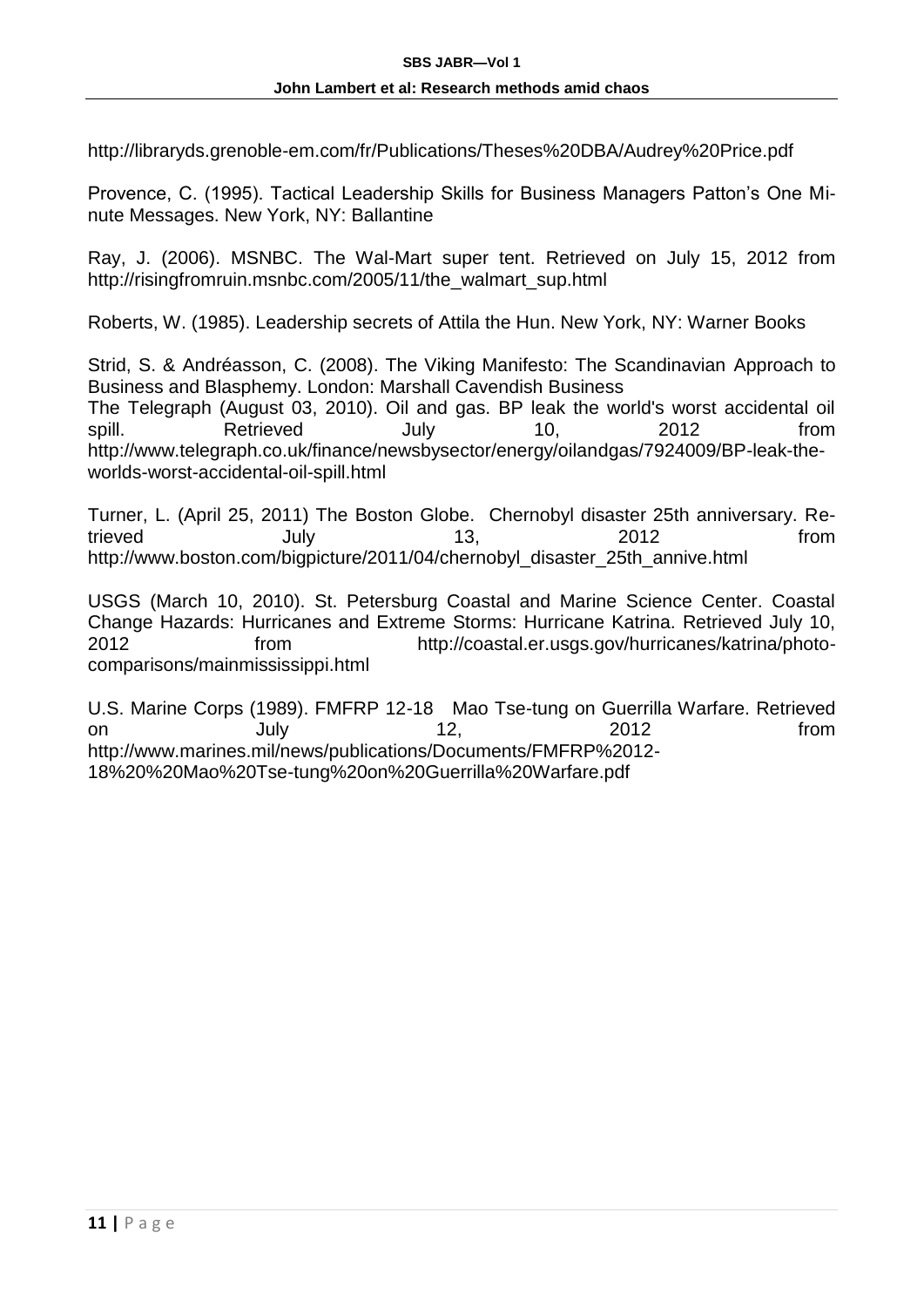http://libraryds.grenoble-em.com/fr/Publications/Theses%20DBA/Audrey%20Price.pdf

Provence, C. (1995). Tactical Leadership Skills for Business Managers Patton's One Minute Messages. New York, NY: Ballantine

Ray, J. (2006). MSNBC. The Wal-Mart super tent. Retrieved on July 15, 2012 from http://risingfromruin.msnbc.com/2005/11/the_walmart_sup.html

Roberts, W. (1985). Leadership secrets of Attila the Hun. New York, NY: Warner Books

Strid, S. & Andréasson, C. (2008). The Viking Manifesto: The Scandinavian Approach to Business and Blasphemy. London: Marshall Cavendish Business
The Telegraph (August 03, 2010). Oil and gas. BP leak the world's worst accidental oil spill. Retrieved July 10, 2012 from http://www.telegraph.co.uk/finance/newsbysector/energy/oilandgas/7924009/BP-leak-the-worlds-worst-accidental-oil-spill.html

Turner, L. (April 25, 2011) The Boston Globe. Chernobyl disaster 25th anniversary. Retrieved July 13, 2012 from http://www.boston.com/bigpicture/2011/04/chernobyl_disaster_25th_annive.html

USGS (March 10, 2010). St. Petersburg Coastal and Marine Science Center. Coastal Change Hazards: Hurricanes and Extreme Storms: Hurricane Katrina. Retrieved July 10, 2012 from http://coastal.er.usgs.gov/hurricanes/katrina/photo-comparisons/mainmississippi.html

U.S. Marine Corps (1989). FMFRP 12-18 Mao Tse-tung on Guerrilla Warfare. Retrieved on July 12, 2012 from http://www.marines.mil/news/publications/Documents/FMFRP%2012-18%20%20Mao%20Tse-tung%20on%20Guerrilla%20Warfare.pdf